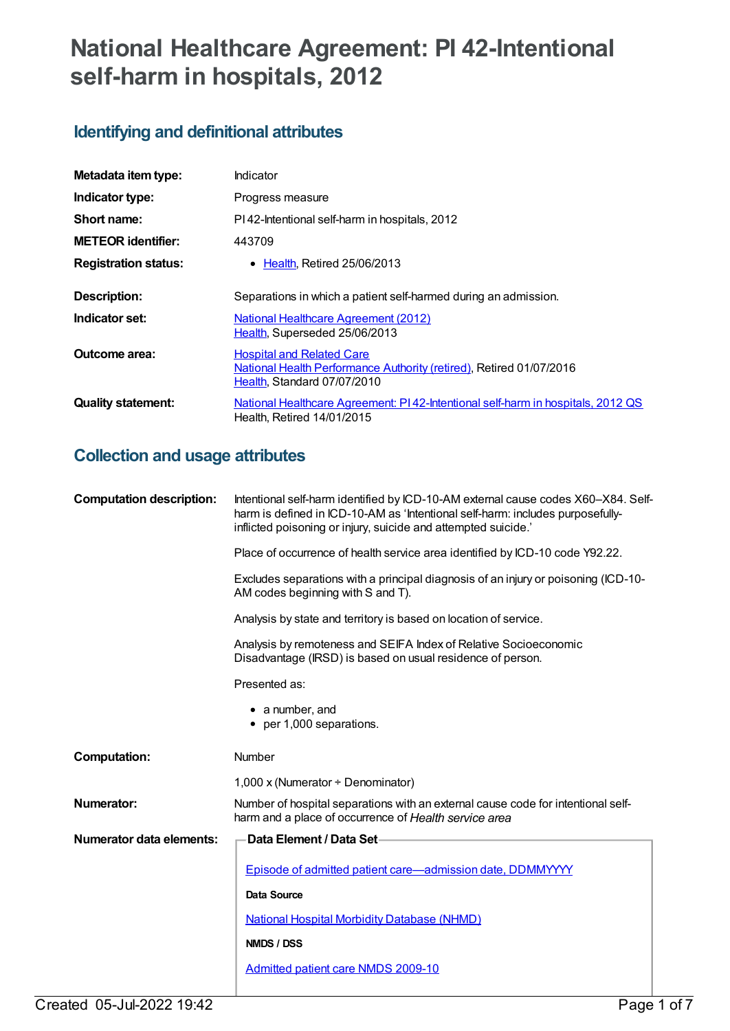# National Healthcare Agreement: PI 42-Intentional self-harm in hospitals, 2012

## Identifying and definitional attributes

| | |
|---|---|
| **Metadata item type:** | Indicator |
| **Indicator type:** | Progress measure |
| **Short name:** | PI 42-Intentional self-harm in hospitals, 2012 |
| **METEOR identifier:** | 443709 |
| **Registration status:** | • Health, Retired 25/06/2013 |
| **Description:** | Separations in which a patient self-harmed during an admission. |
| **Indicator set:** | National Healthcare Agreement (2012) Health, Superseded 25/06/2013 |
| **Outcome area:** | Hospital and Related Care National Health Performance Authority (retired), Retired 01/07/2016 Health, Standard 07/07/2010 |
| **Quality statement:** | National Healthcare Agreement: PI 42-Intentional self-harm in hospitals, 2012 QS Health, Retired 14/01/2015 |

## Collection and usage attributes

**Computation description:**

Intentional self-harm identified by ICD-10-AM external cause codes X60–X84. Self-harm is defined in ICD-10-AM as 'Intentional self-harm: includes purposefully-inflicted poisoning or injury, suicide and attempted suicide.'

Place of occurrence of health service area identified by ICD-10 code Y92.22.

Excludes separations with a principal diagnosis of an injury or poisoning (ICD-10-AM codes beginning with S and T).

Analysis by state and territory is based on location of service.

Analysis by remoteness and SEIFA Index of Relative Socioeconomic Disadvantage (IRSD) is based on usual residence of person.

Presented as:

- a number, and
- per 1,000 separations.

**Computation:**

Number

1,000 x (Numerator ÷ Denominator)

**Numerator:**

Number of hospital separations with an external cause code for intentional self-harm and a place of occurrence of *Health service area*

**Numerator data elements:**

**Data Element / Data Set**

Episode of admitted patient care—admission date, DDMMYYYY

**Data Source**

National Hospital Morbidity Database (NHMD)

**NMDS / DSS**

Admitted patient care NMDS 2009-10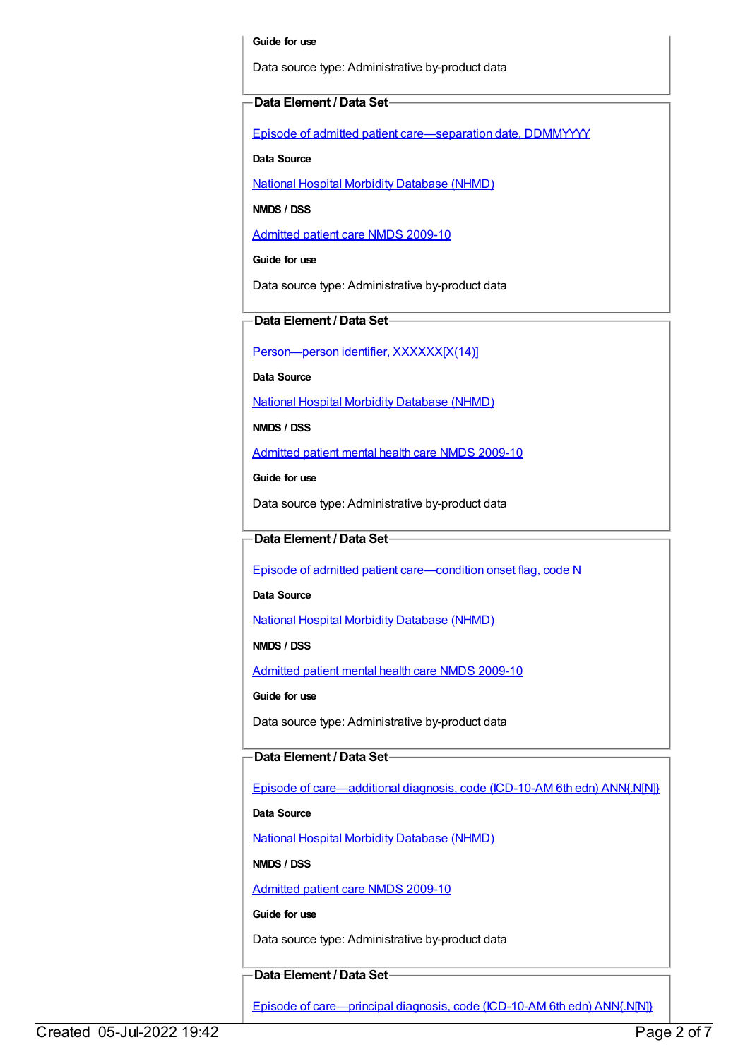**Guide for use**

Data source type: Administrative by-product data

### Data Element / Data Set

Episode of admitted patient care—separation date, DDMMYYYY

**Data Source**

National Hospital Morbidity Database (NHMD)

**NMDS / DSS**

Admitted patient care NMDS 2009-10

**Guide for use**

Data source type: Administrative by-product data

### Data Element / Data Set

Person—person identifier, XXXXXX[X(14)]

**Data Source**

National Hospital Morbidity Database (NHMD)

**NMDS / DSS**

Admitted patient mental health care NMDS 2009-10

**Guide for use**

Data source type: Administrative by-product data

### Data Element / Data Set

Episode of admitted patient care—condition onset flag, code N

**Data Source**

National Hospital Morbidity Database (NHMD)

**NMDS / DSS**

Admitted patient mental health care NMDS 2009-10

**Guide for use**

Data source type: Administrative by-product data

### Data Element / Data Set

Episode of care—additional diagnosis, code (ICD-10-AM 6th edn) ANN{.N[N]}

**Data Source**

National Hospital Morbidity Database (NHMD)

**NMDS / DSS**

Admitted patient care NMDS 2009-10

**Guide for use**

Data source type: Administrative by-product data

### Data Element / Data Set

Episode of care—principal diagnosis, code (ICD-10-AM 6th edn) ANN{.N[N]}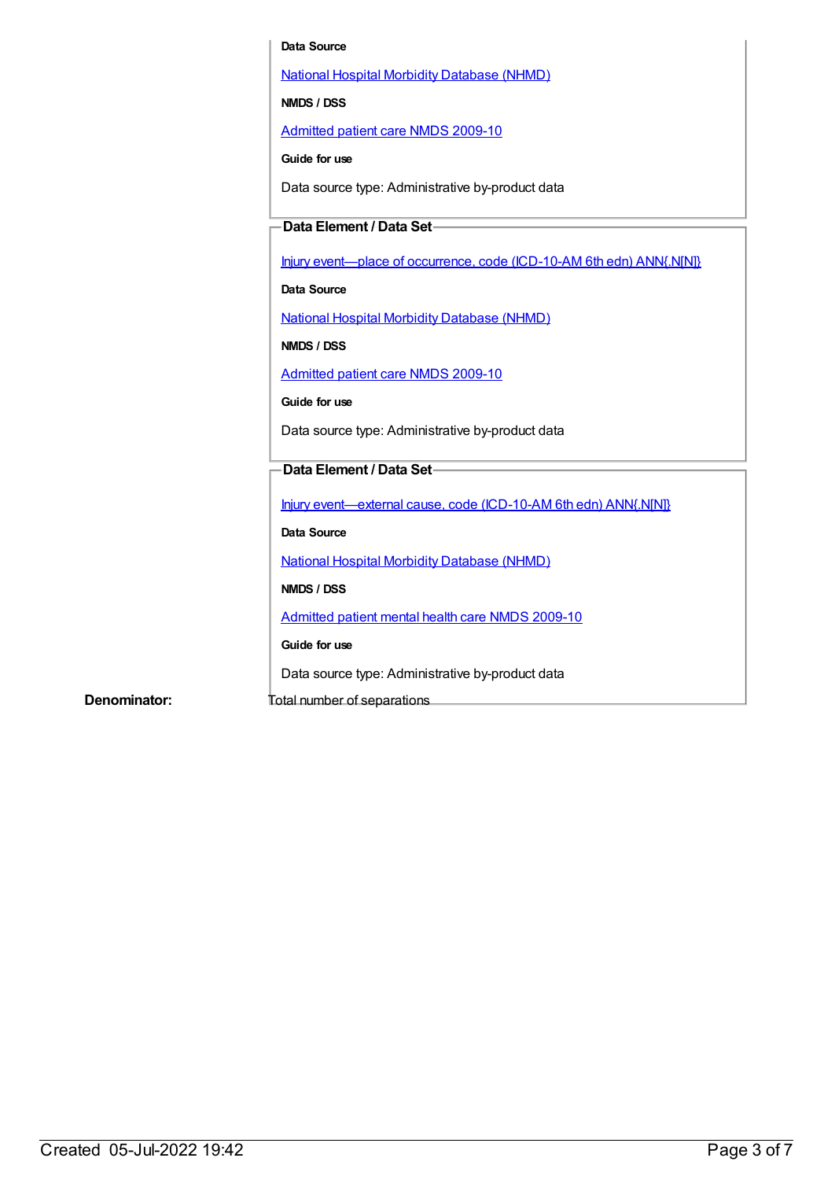**Data Source**

National Hospital Morbidity Database (NHMD)

**NMDS / DSS**

Admitted patient care NMDS 2009-10

**Guide for use**

Data source type: Administrative by-product data

**Data Element / Data Set**

Injury event—place of occurrence, code (ICD-10-AM 6th edn) ANN{.N[N]}

**Data Source**

National Hospital Morbidity Database (NHMD)

**NMDS / DSS**

Admitted patient care NMDS 2009-10

**Guide for use**

Data source type: Administrative by-product data

**Data Element / Data Set**

Injury event—external cause, code (ICD-10-AM 6th edn) ANN{.N[N]}

**Data Source**

National Hospital Morbidity Database (NHMD)

**NMDS / DSS**

Admitted patient mental health care NMDS 2009-10

**Guide for use**

Data source type: Administrative by-product data

**Denominator:** Total number of separations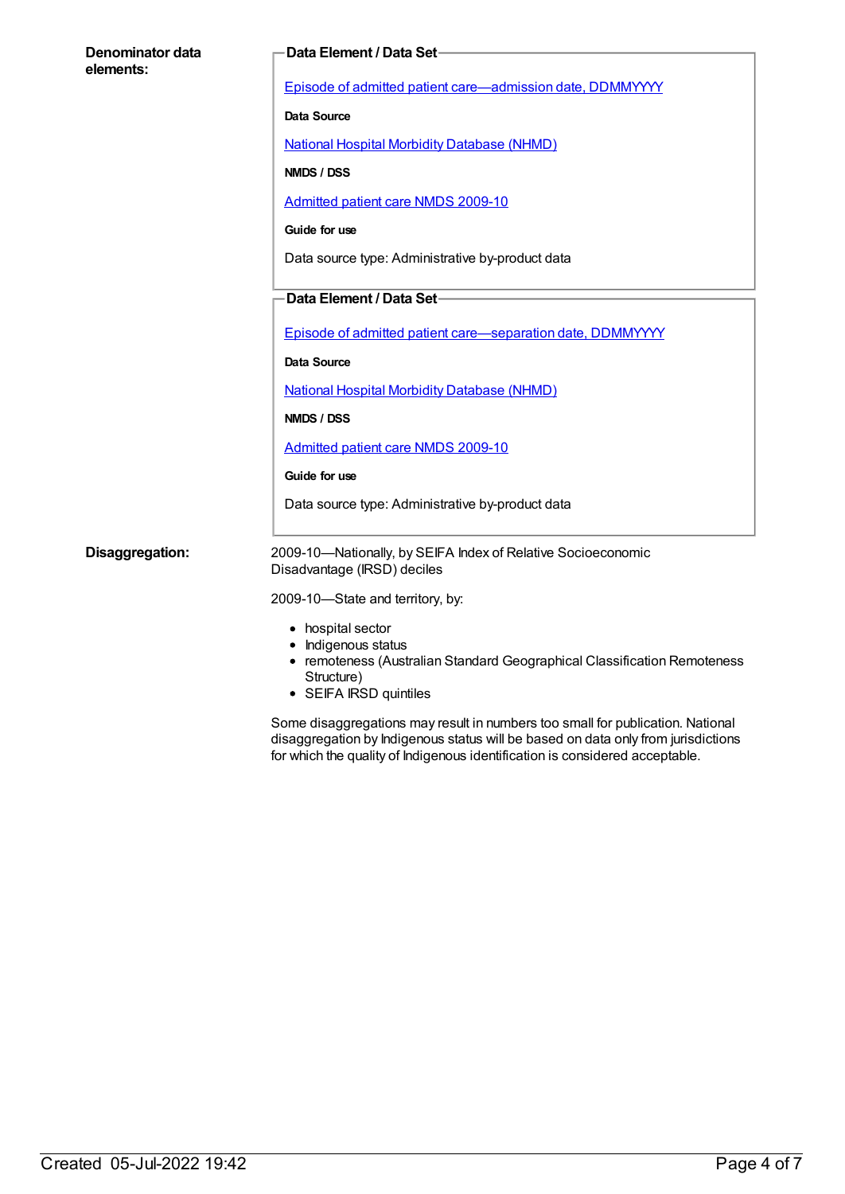**Denominator data elements:**

**Data Element / Data Set**

Episode of admitted patient care—admission date, DDMMYYYY

**Data Source**

National Hospital Morbidity Database (NHMD)

**NMDS / DSS**

Admitted patient care NMDS 2009-10

**Guide for use**

Data source type: Administrative by-product data

**Data Element / Data Set**

Episode of admitted patient care—separation date, DDMMYYYY

**Data Source**

National Hospital Morbidity Database (NHMD)

**NMDS / DSS**

Admitted patient care NMDS 2009-10

**Guide for use**

Data source type: Administrative by-product data

**Disaggregation:**

2009-10—Nationally, by SEIFA Index of Relative Socioeconomic Disadvantage (IRSD) deciles

2009-10—State and territory, by:

- hospital sector
- Indigenous status
- remoteness (Australian Standard Geographical Classification Remoteness Structure)
- SEIFA IRSD quintiles

Some disaggregations may result in numbers too small for publication. National disaggregation by Indigenous status will be based on data only from jurisdictions for which the quality of Indigenous identification is considered acceptable.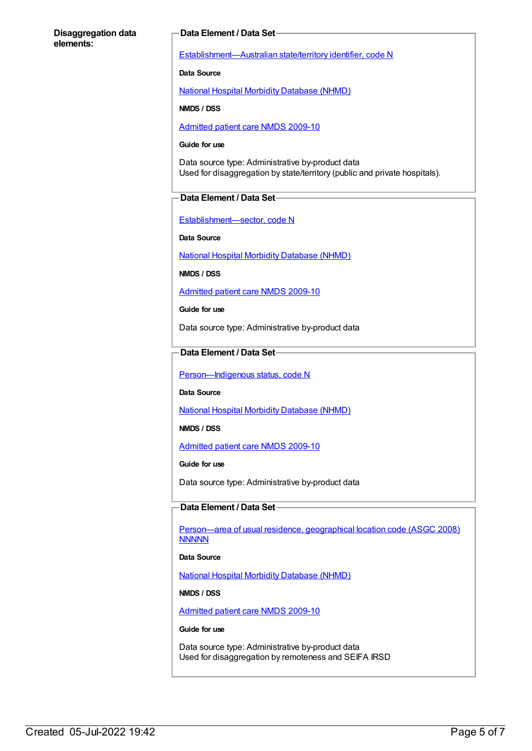**Disaggregation data elements:**

**Data Element / Data Set**

Establishment—Australian state/territory identifier, code N

**Data Source**

National Hospital Morbidity Database (NHMD)

**NMDS / DSS**

Admitted patient care NMDS 2009-10

**Guide for use**

Data source type: Administrative by-product data
Used for disaggregation by state/territory (public and private hospitals).

**Data Element / Data Set**

Establishment—sector, code N

**Data Source**

National Hospital Morbidity Database (NHMD)

**NMDS / DSS**

Admitted patient care NMDS 2009-10

**Guide for use**

Data source type: Administrative by-product data

**Data Element / Data Set**

Person—Indigenous status, code N

**Data Source**

National Hospital Morbidity Database (NHMD)

**NMDS / DSS**

Admitted patient care NMDS 2009-10

**Guide for use**

Data source type: Administrative by-product data

**Data Element / Data Set**

Person—area of usual residence, geographical location code (ASGC 2008) NNNNN

**Data Source**

National Hospital Morbidity Database (NHMD)

**NMDS / DSS**

Admitted patient care NMDS 2009-10

**Guide for use**

Data source type: Administrative by-product data
Used for disaggregation by remoteness and SEIFA IRSD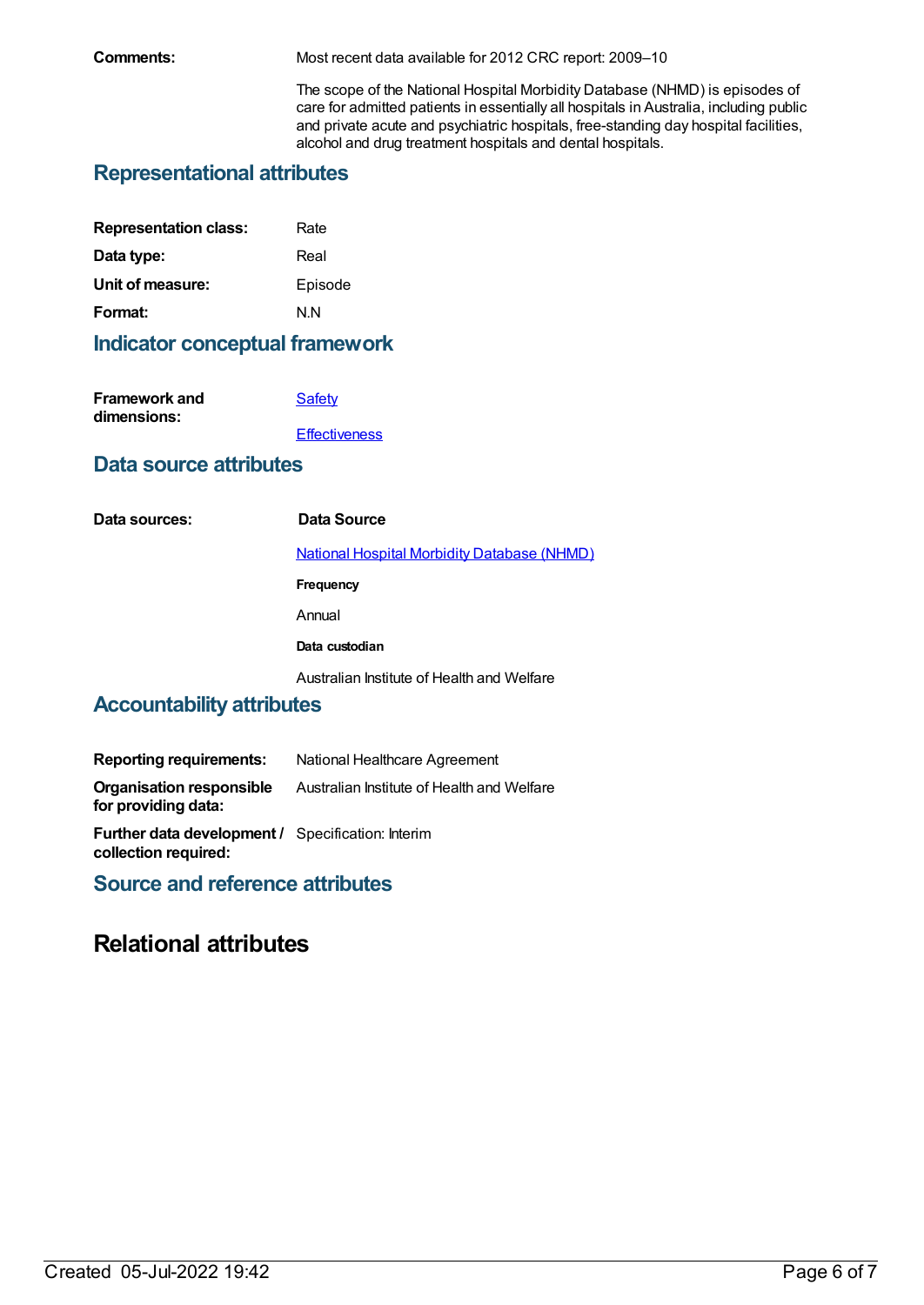**Comments:** Most recent data available for 2012 CRC report: 2009–10

The scope of the National Hospital Morbidity Database (NHMD) is episodes of care for admitted patients in essentially all hospitals in Australia, including public and private acute and psychiatric hospitals, free-standing day hospital facilities, alcohol and drug treatment hospitals and dental hospitals.

## Representational attributes

| | |
|---|---|
| **Representation class:** | Rate |
| **Data type:** | Real |
| **Unit of measure:** | Episode |
| **Format:** | N.N |

## Indicator conceptual framework

**Framework and dimensions:**

[Safety]

[Effectiveness]

## Data source attributes

**Data sources:**

**Data Source**

[National Hospital Morbidity Database (NHMD)]

**Frequency**

Annual

**Data custodian**

Australian Institute of Health and Welfare

## Accountability attributes

| | |
|---|---|
| **Reporting requirements:** | National Healthcare Agreement |
| **Organisation responsible for providing data:** | Australian Institute of Health and Welfare |
| **Further data development / collection required:** | Specification: Interim |

## Source and reference attributes

# Relational attributes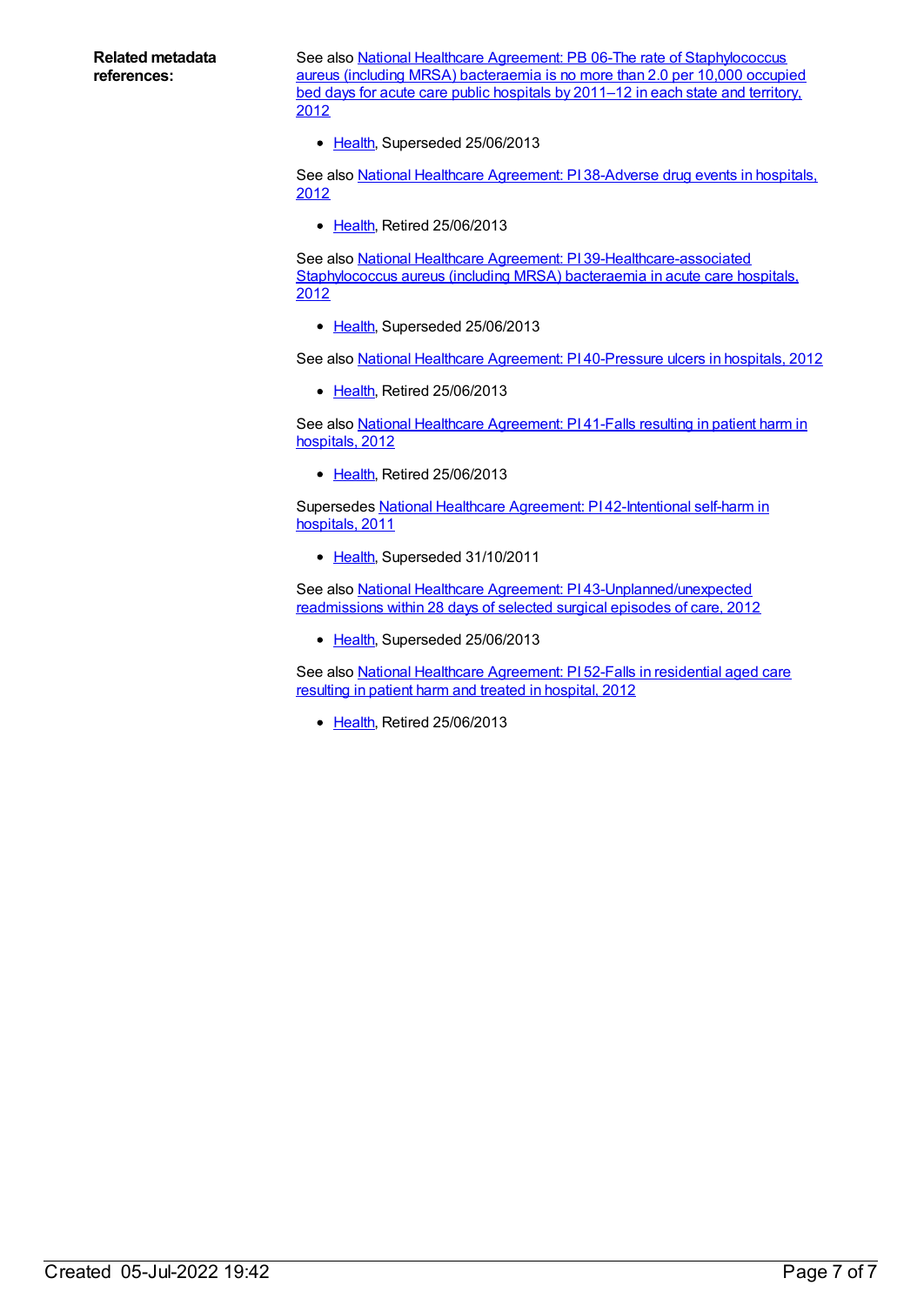**Related metadata references:**

See also National Healthcare Agreement: PB 06-The rate of Staphylococcus aureus (including MRSA) bacteraemia is no more than 2.0 per 10,000 occupied bed days for acute care public hospitals by 2011–12 in each state and territory, 2012

- Health, Superseded 25/06/2013

See also National Healthcare Agreement: PI 38-Adverse drug events in hospitals, 2012

- Health, Retired 25/06/2013

See also National Healthcare Agreement: PI 39-Healthcare-associated Staphylococcus aureus (including MRSA) bacteraemia in acute care hospitals, 2012

- Health, Superseded 25/06/2013

See also National Healthcare Agreement: PI 40-Pressure ulcers in hospitals, 2012

- Health, Retired 25/06/2013

See also National Healthcare Agreement: PI 41-Falls resulting in patient harm in hospitals, 2012

- Health, Retired 25/06/2013

Supersedes National Healthcare Agreement: PI 42-Intentional self-harm in hospitals, 2011

- Health, Superseded 31/10/2011

See also National Healthcare Agreement: PI 43-Unplanned/unexpected readmissions within 28 days of selected surgical episodes of care, 2012

- Health, Superseded 25/06/2013

See also National Healthcare Agreement: PI 52-Falls in residential aged care resulting in patient harm and treated in hospital, 2012

- Health, Retired 25/06/2013